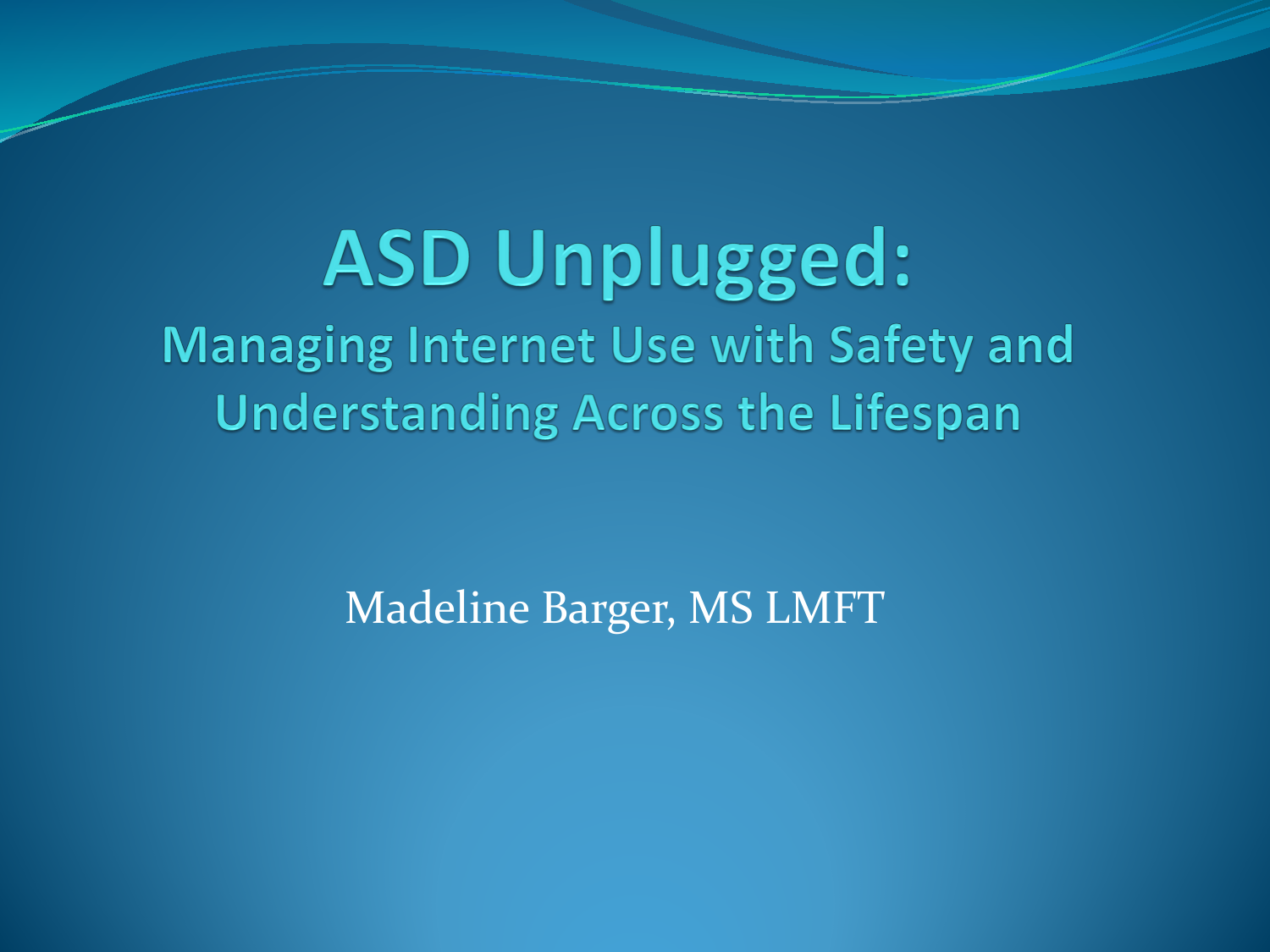# ASD Unplugged:

## Managing Internet Use with Safety and Understanding Across the Lifespan

Madeline Barger, MS LMFT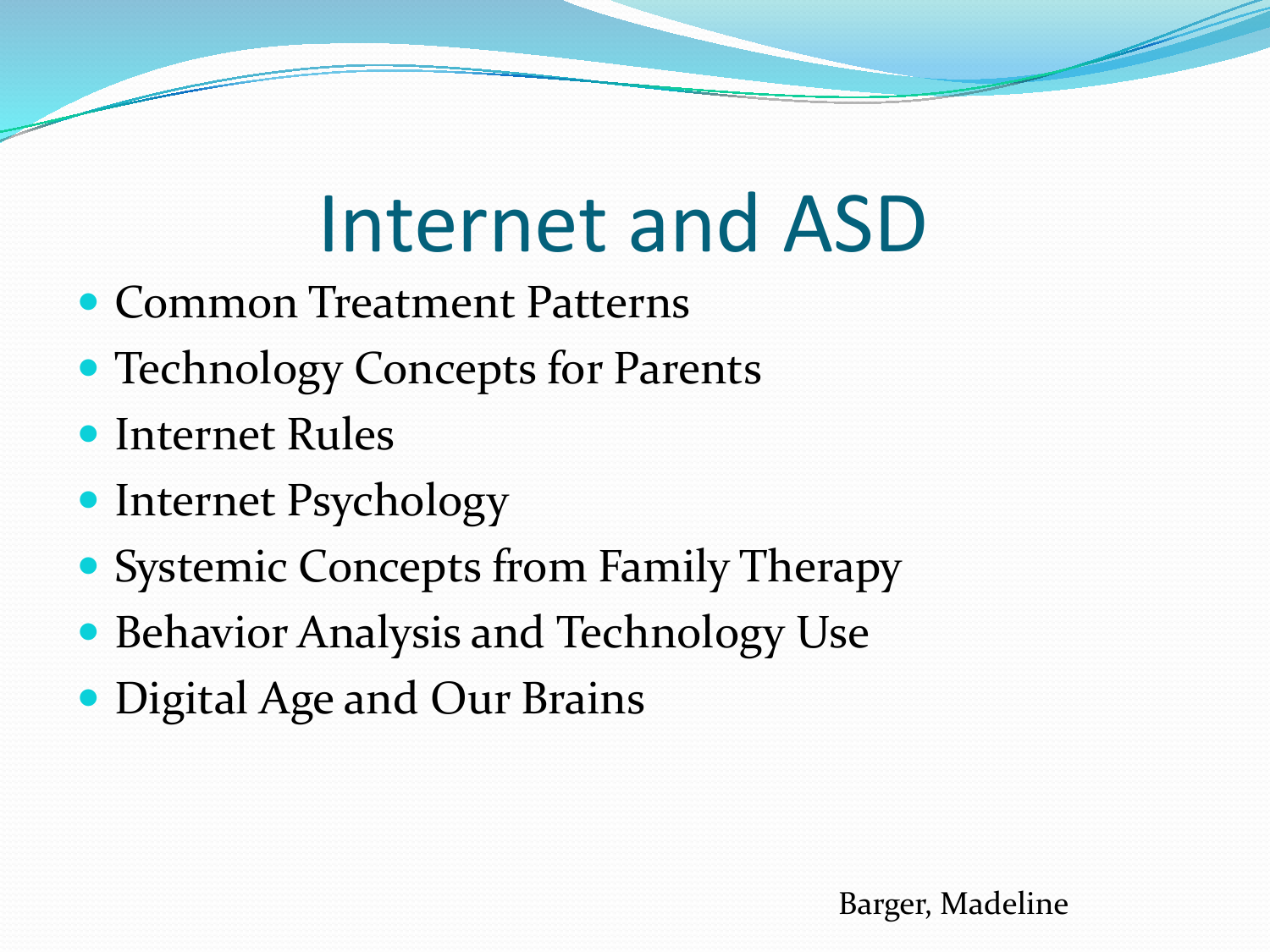# Internet and ASD

- Common Treatment Patterns
- Technology Concepts for Parents
- Internet Rules
- Internet Psychology
- Systemic Concepts from Family Therapy
- Behavior Analysis and Technology Use
- Digital Age and Our Brains

Barger, Madeline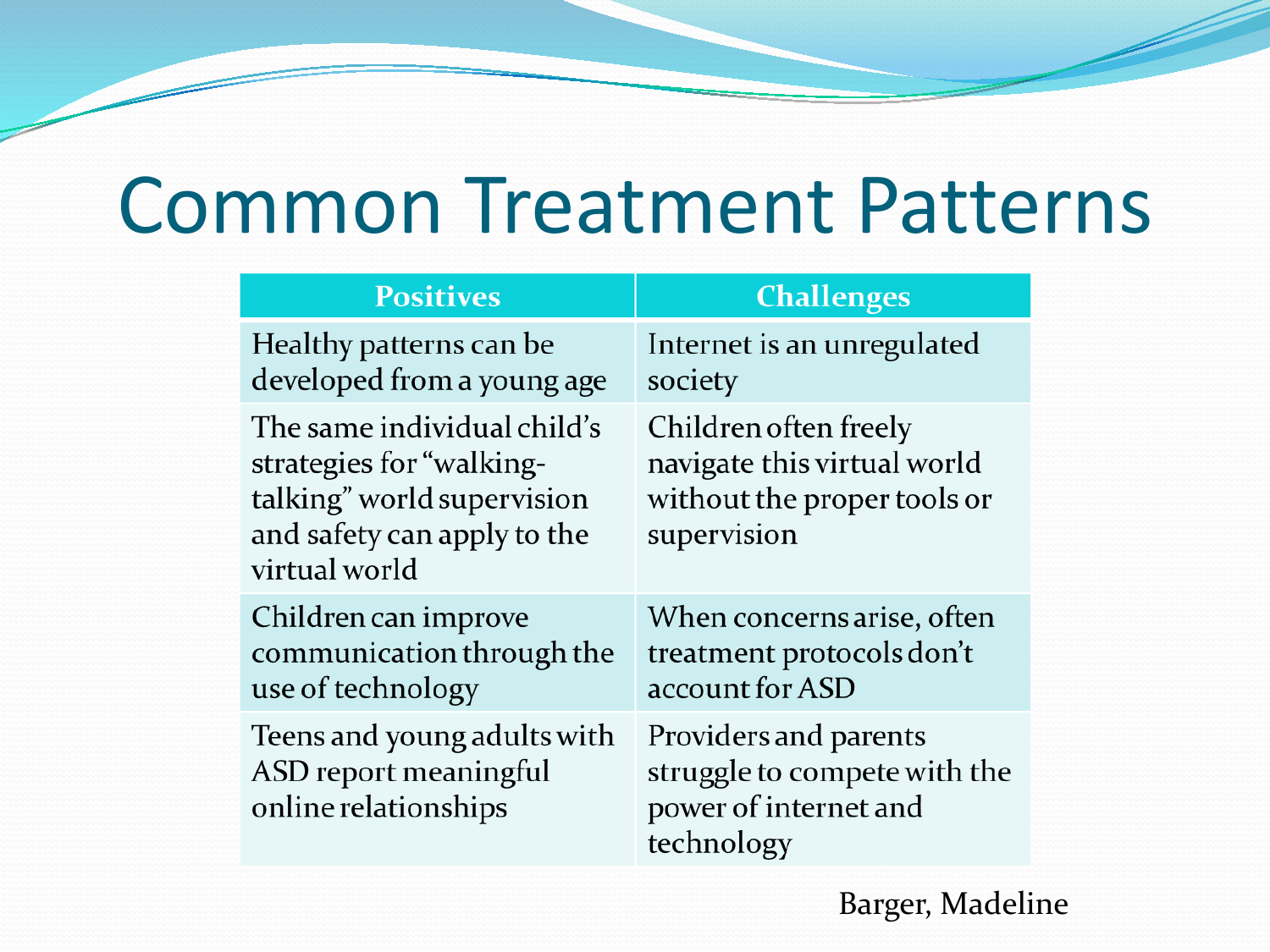# Common Treatment Patterns

| Positives | Challenges |
| --- | --- |
| Healthy patterns can be developed from a young age | Internet is an unregulated society |
| The same individual child's strategies for "walking-talking" world supervision and safety can apply to the virtual world | Children often freely navigate this virtual world without the proper tools or supervision |
| Children can improve communication through the use of technology | When concerns arise, often treatment protocols don't account for ASD |
| Teens and young adults with ASD report meaningful online relationships | Providers and parents struggle to compete with the power of internet and technology |

Barger, Madeline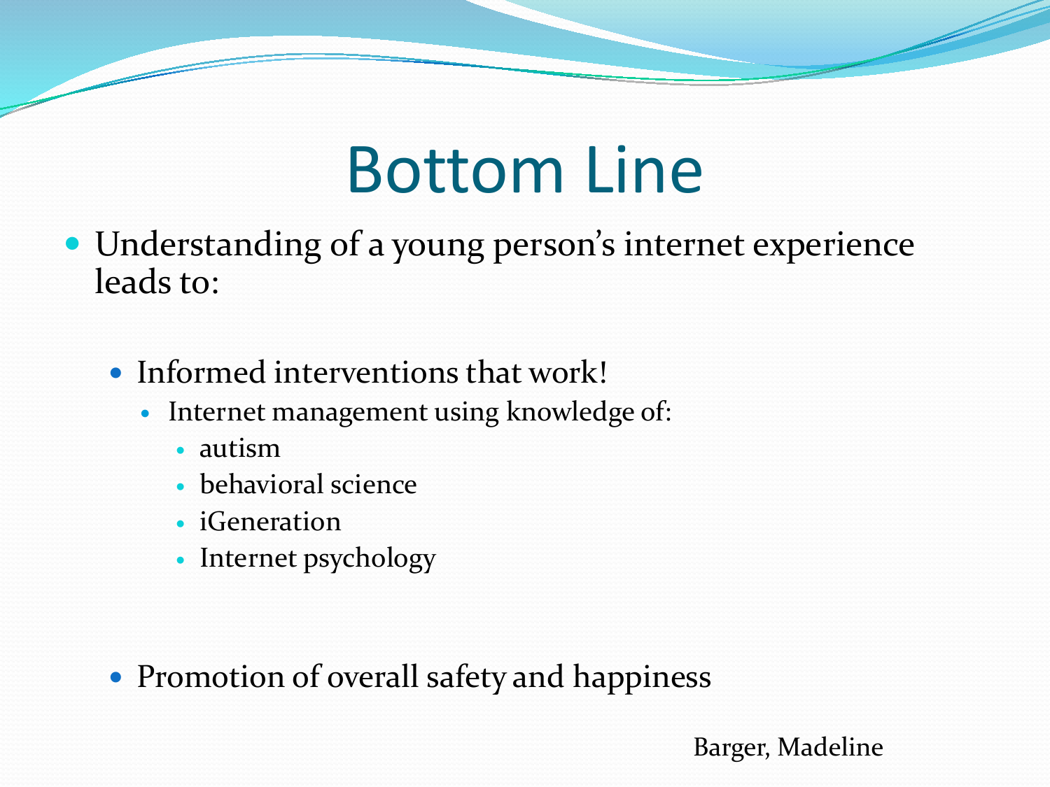# Bottom Line

- Understanding of a young person's internet experience leads to:

  - Informed interventions that work!
    - Internet management using knowledge of:
      - autism
      - behavioral science
      - iGeneration
      - Internet psychology

  - Promotion of overall safety and happiness

Barger, Madeline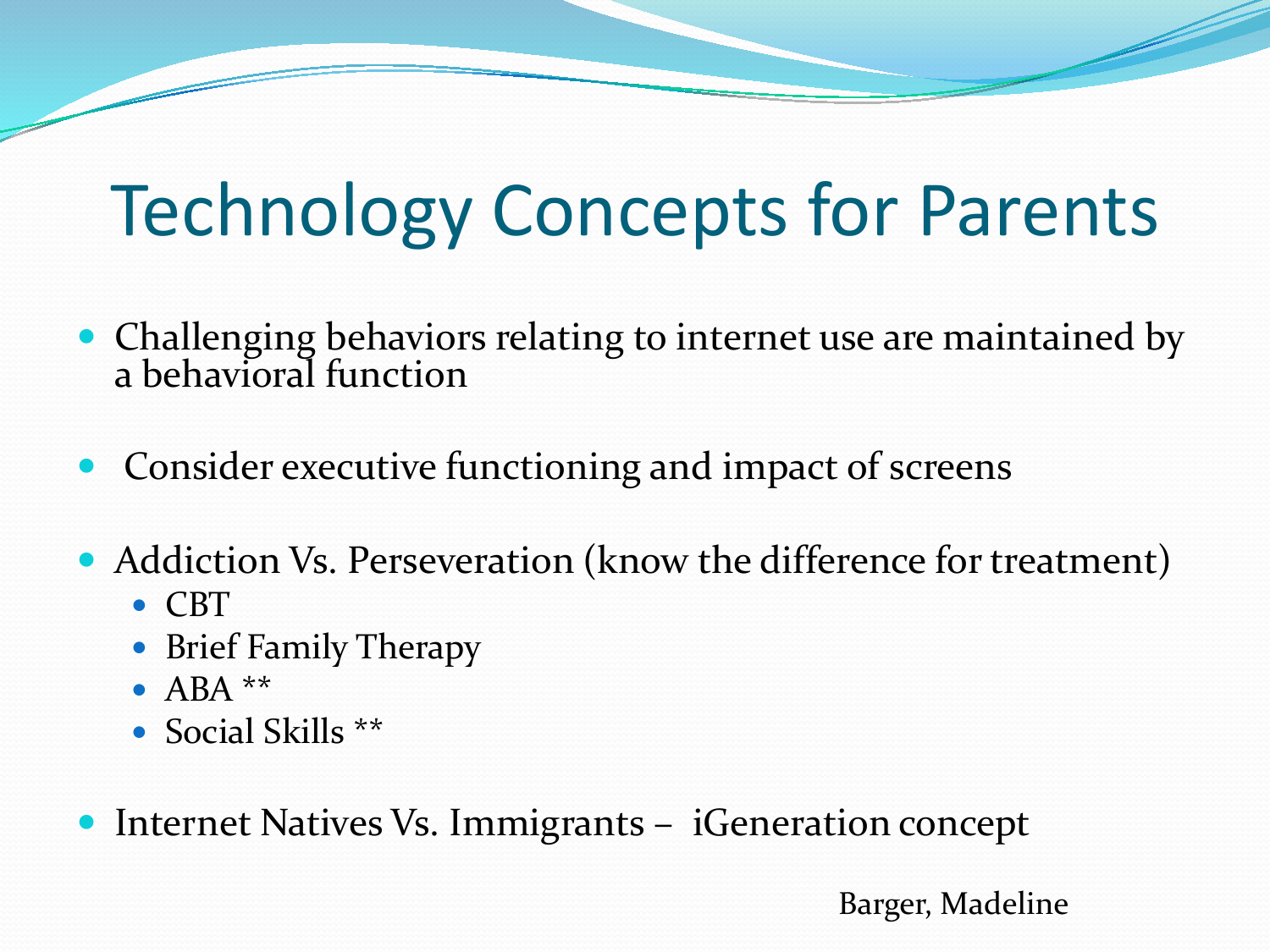# Technology Concepts for Parents

- Challenging behaviors relating to internet use are maintained by a behavioral function
- Consider executive functioning and impact of screens
- Addiction Vs. Perseveration (know the difference for treatment)
  - CBT
  - Brief Family Therapy
  - ABA **
  - Social Skills **
- Internet Natives Vs. Immigrants – iGeneration concept

Barger, Madeline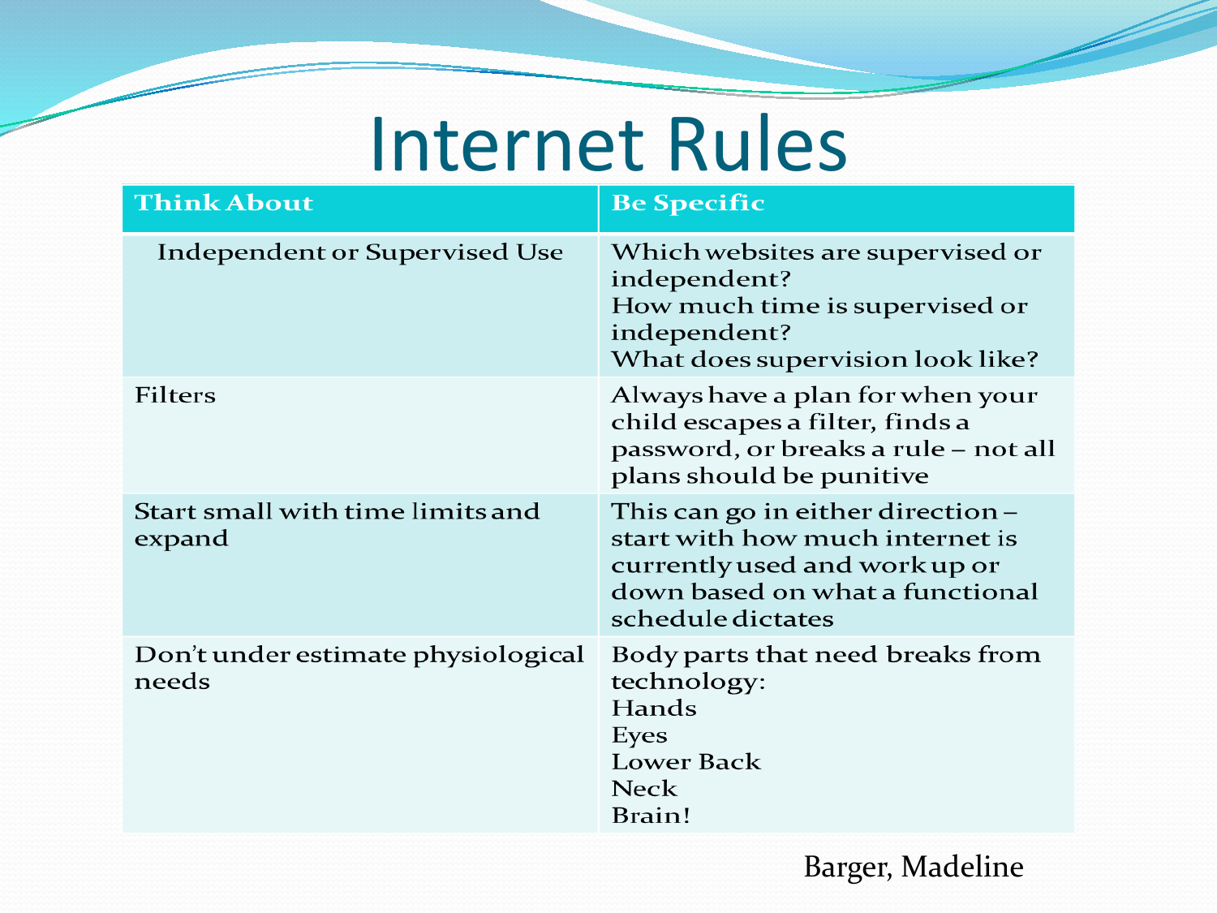# Internet Rules

| Think About | Be Specific |
|---|---|
| Independent or Supervised Use | Which websites are supervised or independent?<br>How much time is supervised or independent?<br>What does supervision look like? |
| Filters | Always have a plan for when your child escapes a filter, finds a password, or breaks a rule – not all plans should be punitive |
| Start small with time limits and expand | This can go in either direction – start with how much internet is currently used and work up or down based on what a functional schedule dictates |
| Don't under estimate physiological needs | Body parts that need breaks from technology:<br>Hands<br>Eyes<br>Lower Back<br>Neck<br>Brain! |

Barger, Madeline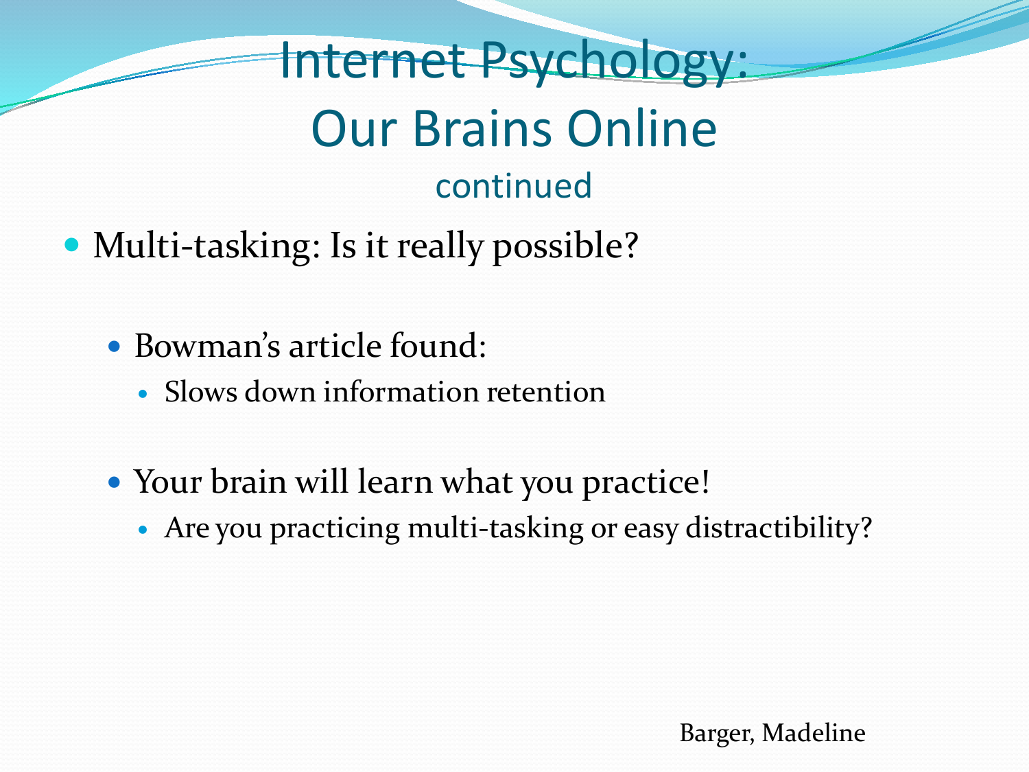# Internet Psychology: Our Brains Online

continued

- Multi-tasking: Is it really possible?
  - Bowman's article found:
    - Slows down information retention
  - Your brain will learn what you practice!
    - Are you practicing multi-tasking or easy distractibility?

Barger, Madeline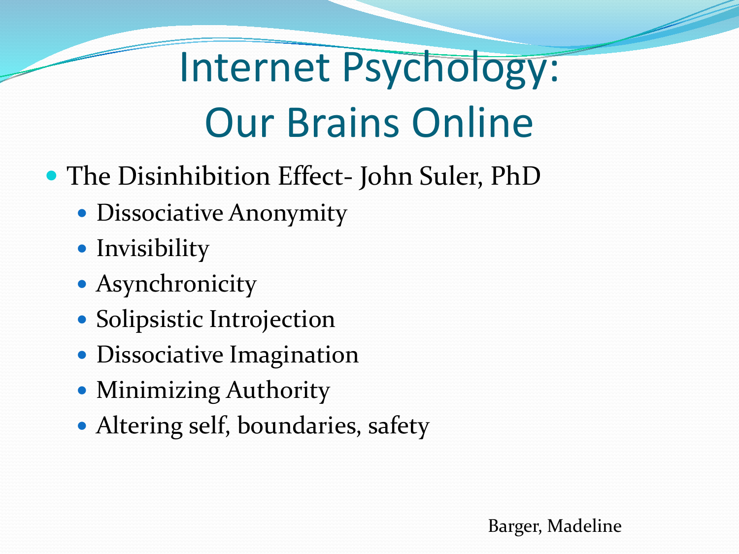# Internet Psychology: Our Brains Online

- The Disinhibition Effect- John Suler, PhD
  - Dissociative Anonymity
  - Invisibility
  - Asynchronicity
  - Solipsistic Introjection
  - Dissociative Imagination
  - Minimizing Authority
  - Altering self, boundaries, safety

Barger, Madeline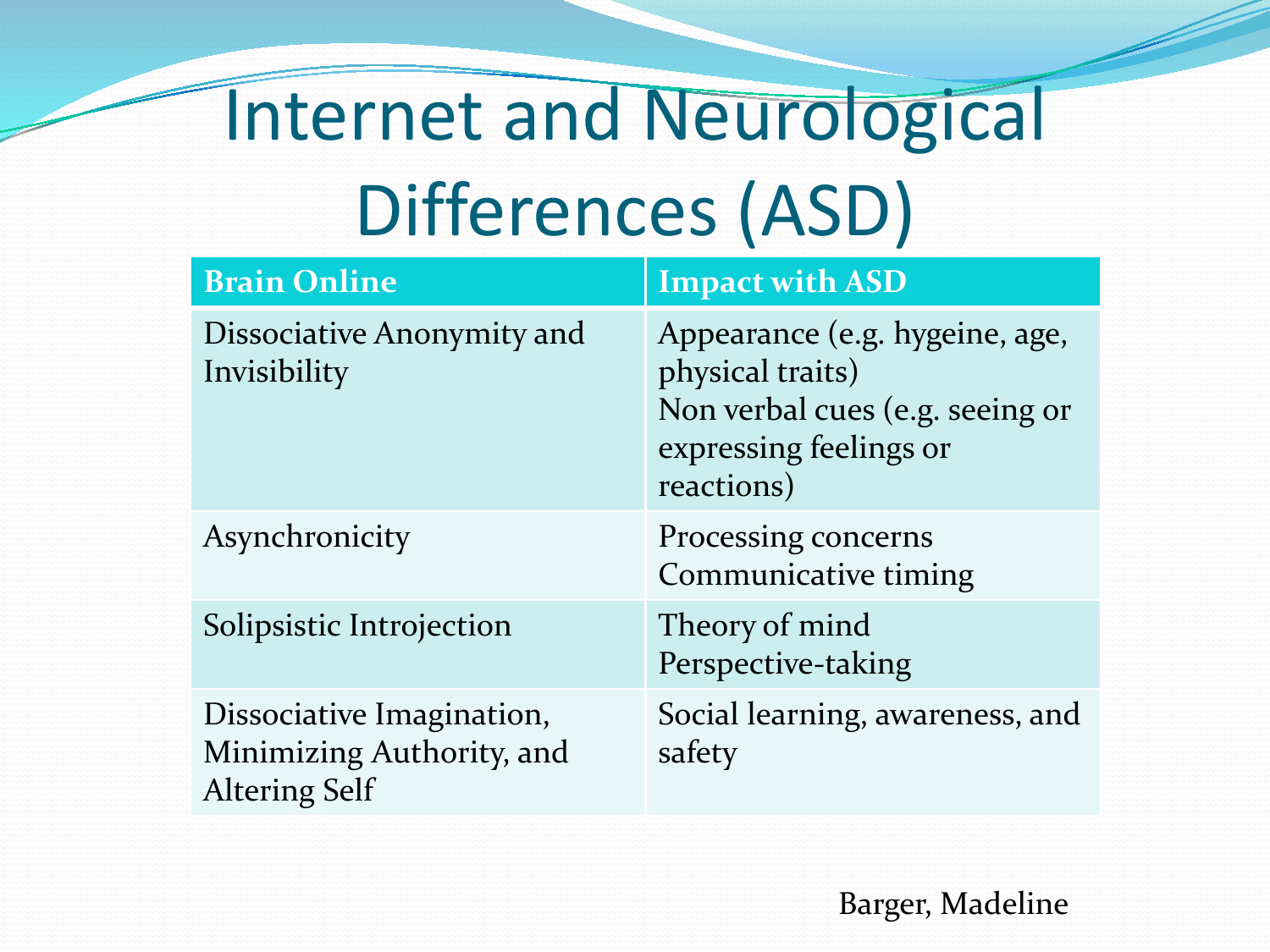# Internet and Neurological Differences (ASD)

| Brain Online | Impact with ASD |
|---|---|
| Dissociative Anonymity and Invisibility | Appearance (e.g. hygeine, age, physical traits)<br>Non verbal cues (e.g. seeing or expressing feelings or reactions) |
| Asynchronicity | Processing concerns<br>Communicative timing |
| Solipsistic Introjection | Theory of mind<br>Perspective-taking |
| Dissociative Imagination, Minimizing Authority, and Altering Self | Social learning, awareness, and safety |

Barger, Madeline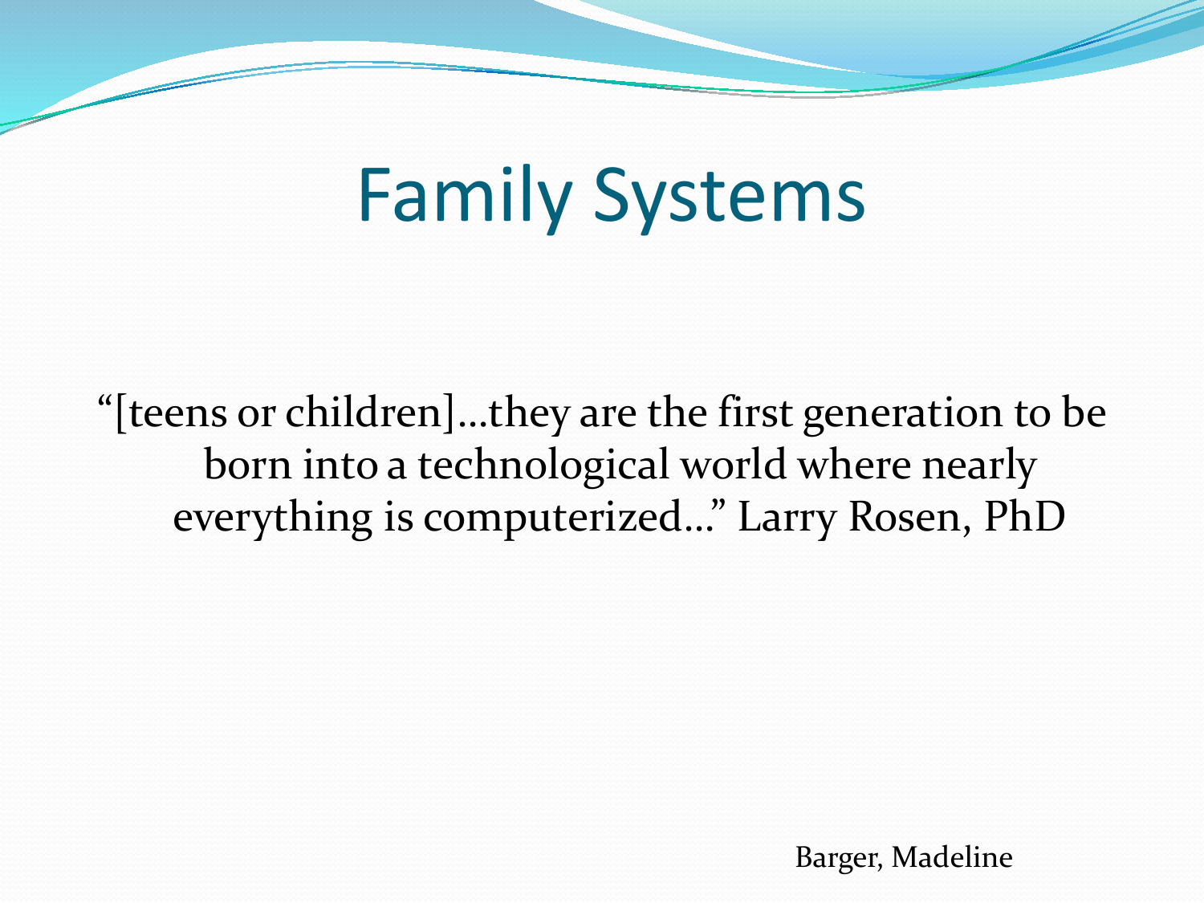# Family Systems

"[teens or children]…they are the first generation to be born into a technological world where nearly everything is computerized…" Larry Rosen, PhD

Barger, Madeline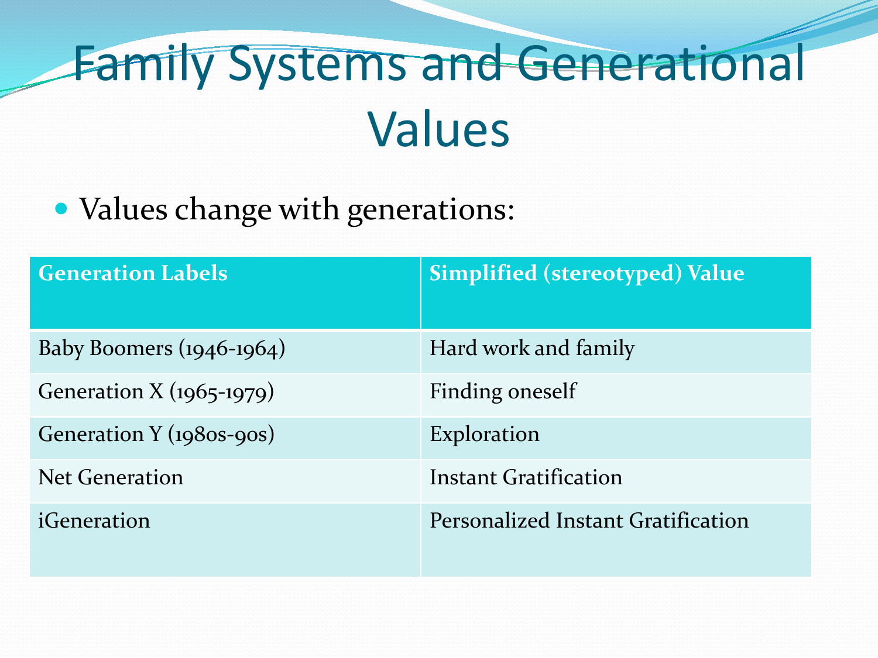# Family Systems and Generational Values

- Values change with generations:

| Generation Labels | Simplified (stereotyped) Value |
| --- | --- |
| Baby Boomers (1946-1964) | Hard work and family |
| Generation X (1965-1979) | Finding oneself |
| Generation Y (1980s-90s) | Exploration |
| Net Generation | Instant Gratification |
| iGeneration | Personalized Instant Gratification |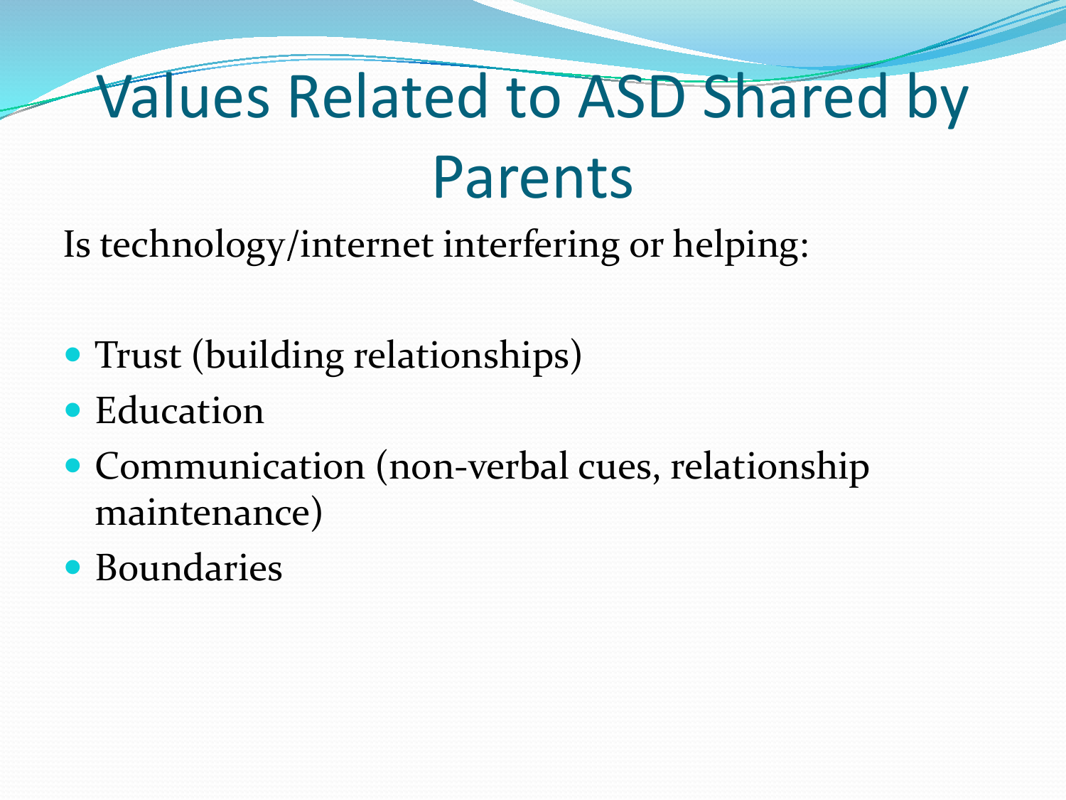# Values Related to ASD Shared by Parents

Is technology/internet interfering or helping:

- Trust (building relationships)
- Education
- Communication (non-verbal cues, relationship maintenance)
- Boundaries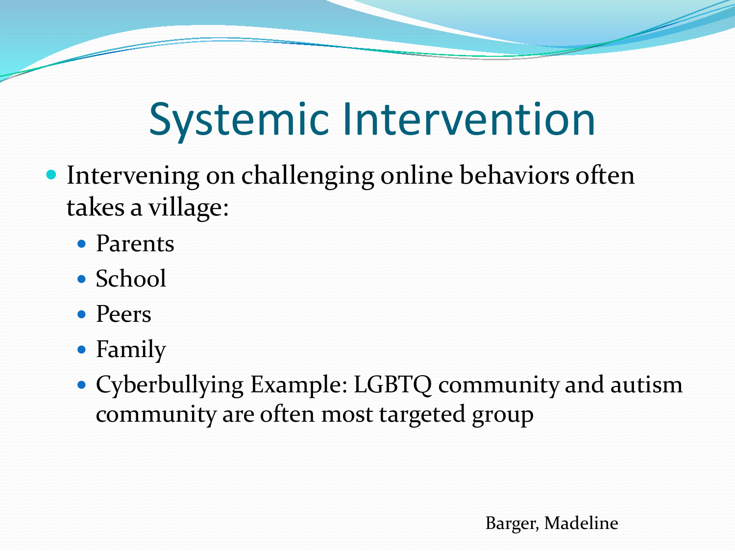# Systemic Intervention

- Intervening on challenging online behaviors often takes a village:
  - Parents
  - School
  - Peers
  - Family
  - Cyberbullying Example: LGBTQ community and autism community are often most targeted group

Barger, Madeline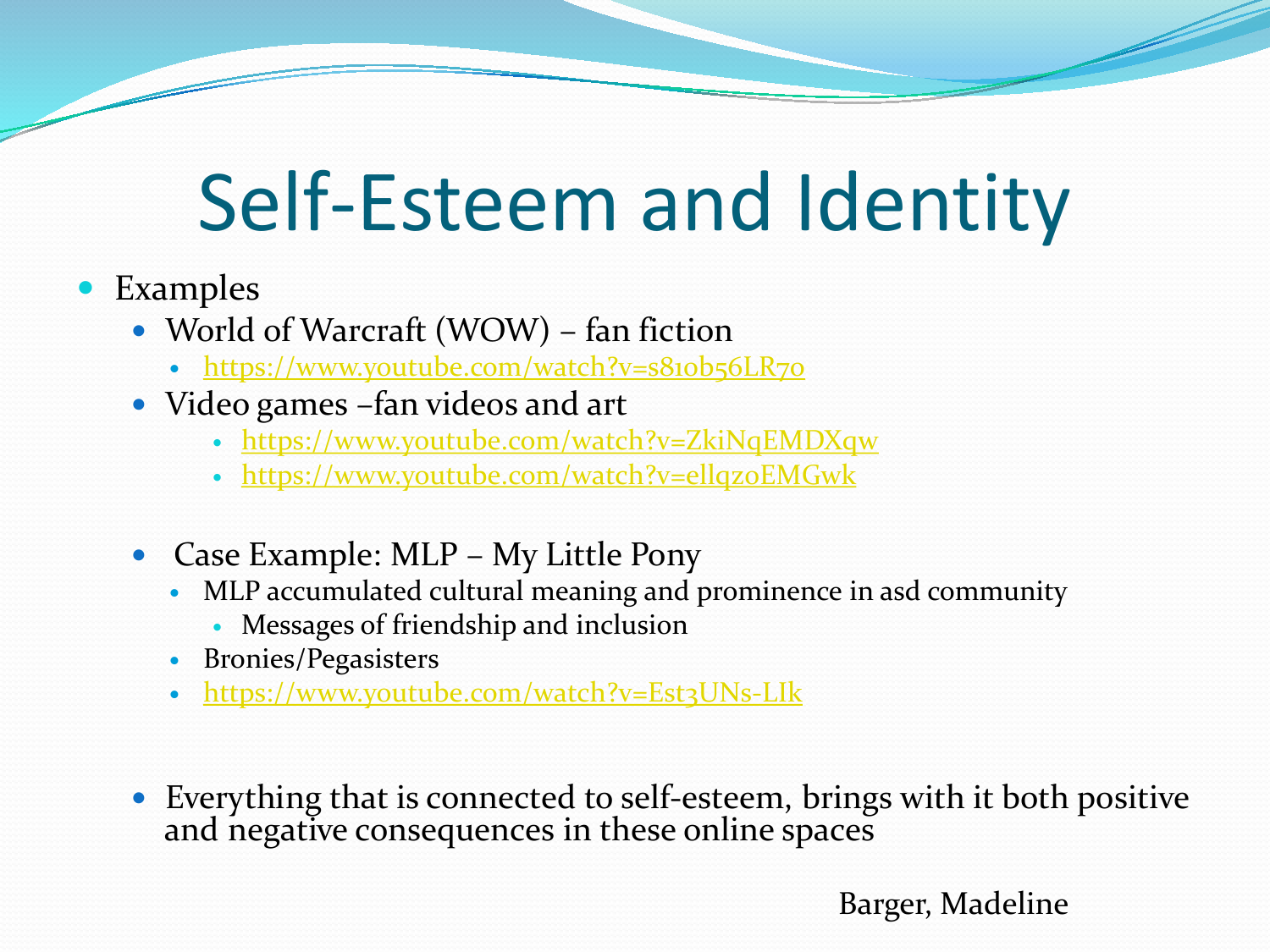# Self-Esteem and Identity

- Examples
  - World of Warcraft (WOW) – fan fiction
    - https://www.youtube.com/watch?v=s81ob56LR7o
  - Video games –fan videos and art
    - https://www.youtube.com/watch?v=ZkiNqEMDXqw
    - https://www.youtube.com/watch?v=ellqzoEMGwk
  - Case Example: MLP – My Little Pony
    - MLP accumulated cultural meaning and prominence in asd community
      - Messages of friendship and inclusion
    - Bronies/Pegasisters
    - https://www.youtube.com/watch?v=Est3UNs-LIk
- Everything that is connected to self-esteem, brings with it both positive and negative consequences in these online spaces

Barger, Madeline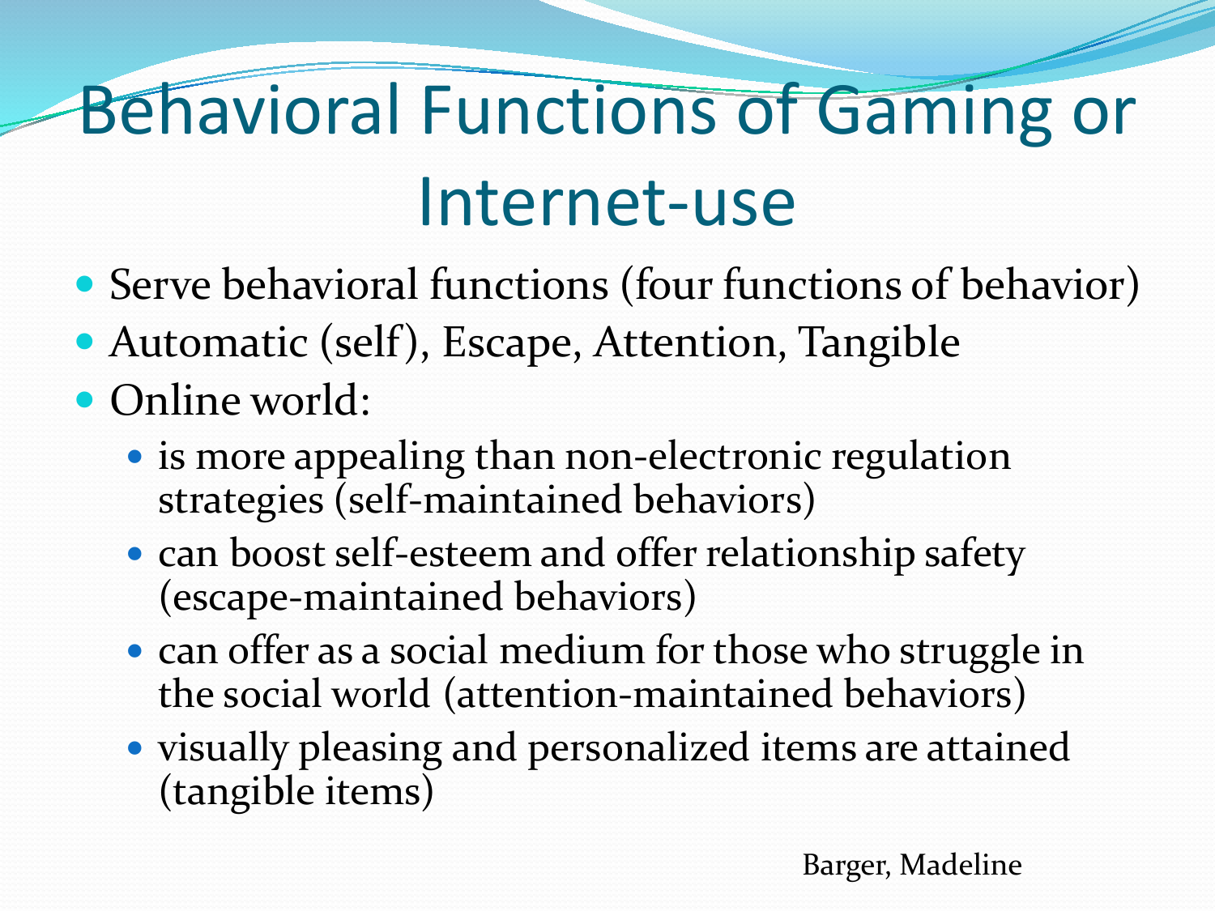# Behavioral Functions of Gaming or Internet-use

- Serve behavioral functions (four functions of behavior)
- Automatic (self), Escape, Attention, Tangible
- Online world:
  - is more appealing than non-electronic regulation strategies (self-maintained behaviors)
  - can boost self-esteem and offer relationship safety (escape-maintained behaviors)
  - can offer as a social medium for those who struggle in the social world (attention-maintained behaviors)
  - visually pleasing and personalized items are attained (tangible items)

Barger, Madeline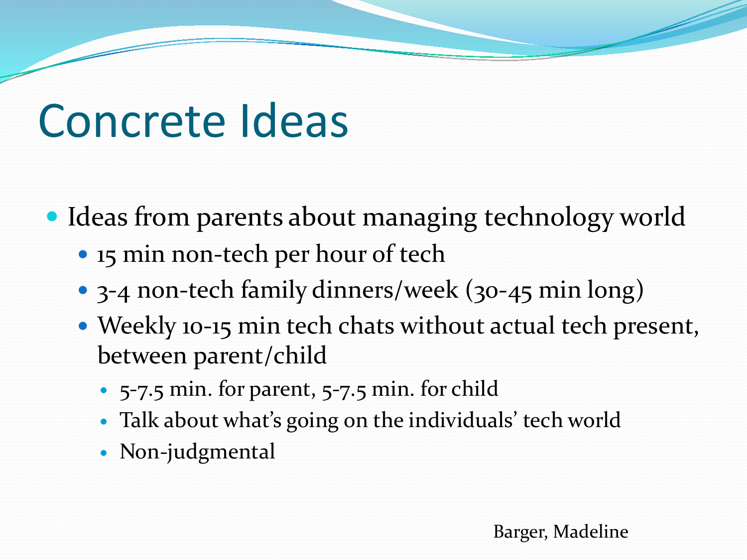# Concrete Ideas

- Ideas from parents about managing technology world
  - 15 min non-tech per hour of tech
  - 3-4 non-tech family dinners/week (30-45 min long)
  - Weekly 10-15 min tech chats without actual tech present, between parent/child
    - 5-7.5 min. for parent, 5-7.5 min. for child
    - Talk about what's going on the individuals' tech world
    - Non-judgmental

Barger, Madeline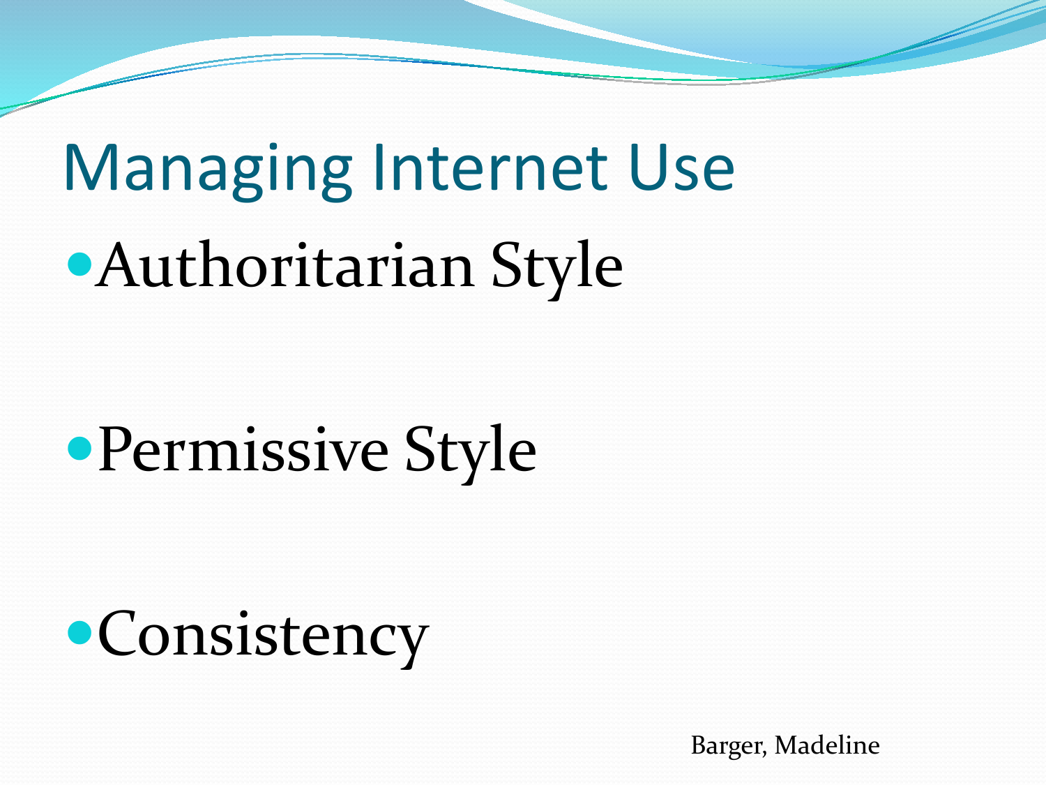# Managing Internet Use

- Authoritarian Style
- Permissive Style
- Consistency

Barger, Madeline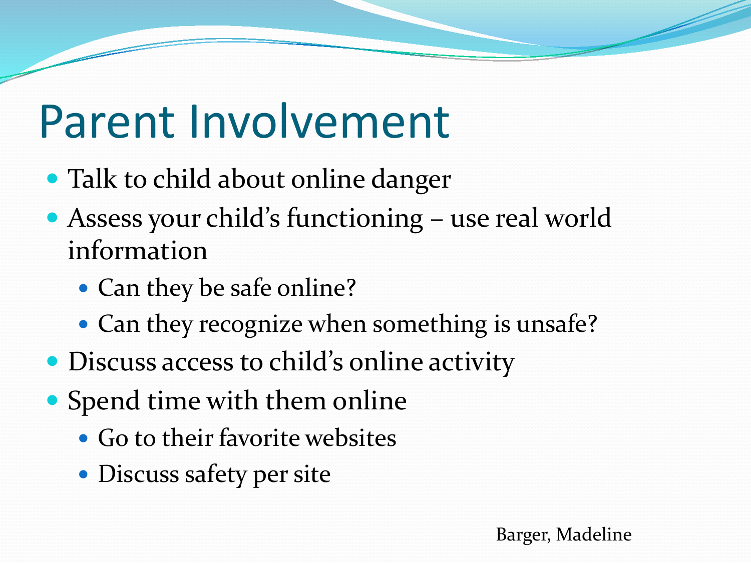# Parent Involvement

- Talk to child about online danger
- Assess your child's functioning – use real world information
  - Can they be safe online?
  - Can they recognize when something is unsafe?
- Discuss access to child's online activity
- Spend time with them online
  - Go to their favorite websites
  - Discuss safety per site

Barger, Madeline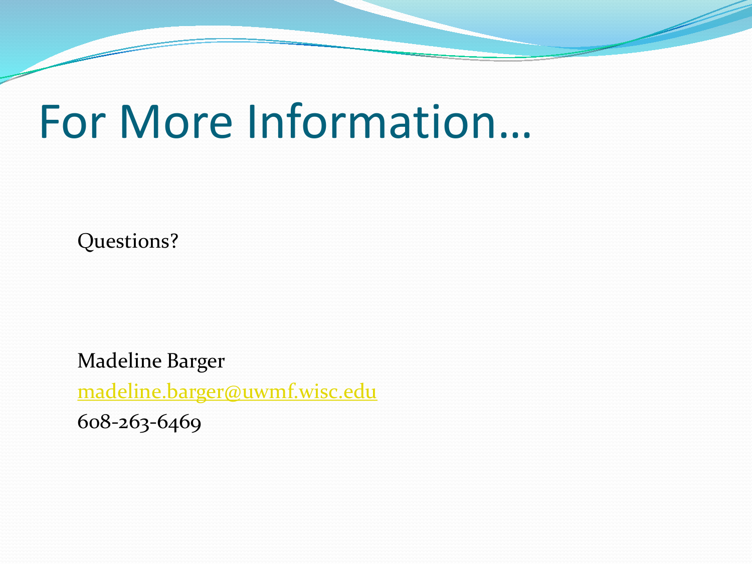# For More Information…

Questions?

Madeline Barger

madeline.barger@uwmf.wisc.edu

608-263-6469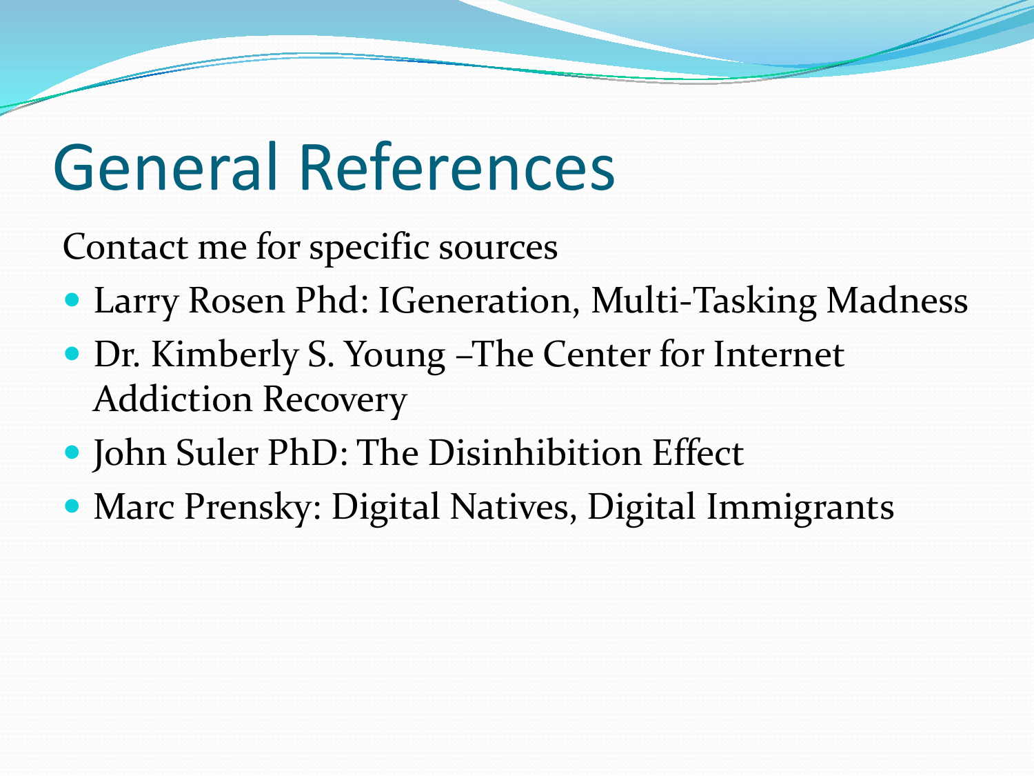# General References

Contact me for specific sources

- Larry Rosen Phd: IGeneration, Multi-Tasking Madness
- Dr. Kimberly S. Young –The Center for Internet Addiction Recovery
- John Suler PhD: The Disinhibition Effect
- Marc Prensky: Digital Natives, Digital Immigrants